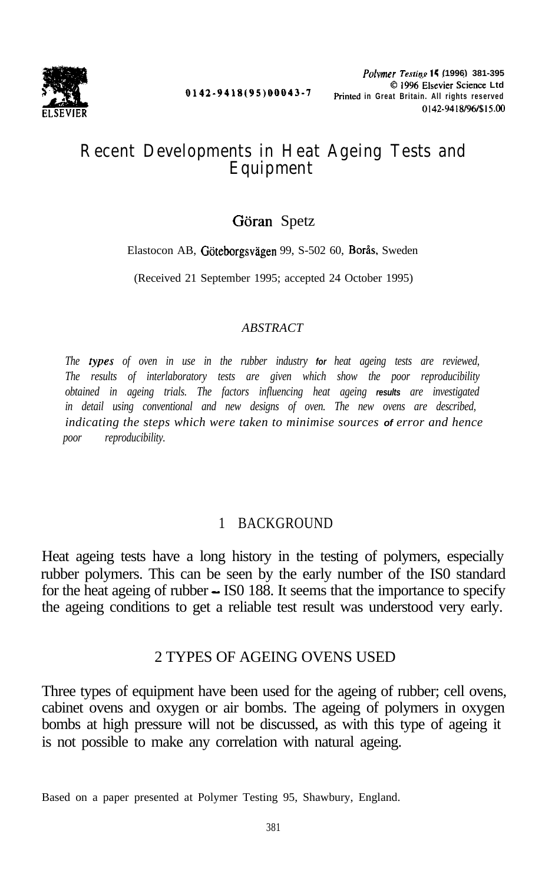# Recent Developments in Heat Ageing Tests and Equipment

Göran Spetz

Elastocon AB, Göteborgsvägen 99, S-502 60, Borås, Sweden

(Received 21 September 1995; accepted 24 October 1995)

## ABSTRACT

*The types of oven in use in the rubber industry for heat ageing tests are reviewed, The results of interlaboratory tests are given which show the poor reproducibility obtained in ageing trials. The factors influencing heat ageing results are investigated in detail using conventional and new designs of oven. The new ovens are described, indicating the steps which were taken to minimise sources of error and hence poor reproducibility.*

## 1 BACKGROUND

Heat ageing tests have a long history in the testing of polymers, especially rubber polymers. This can be seen by the early number of the IS0 standard for the heat ageing of rubber – IS0 188. It seems that the importance to specify the ageing conditions to get a reliable test result was understood very early.

## 2 TYPES OF AGEING OVENS USED

Three types of equipment have been used for the ageing of rubber; cell ovens, cabinet ovens and oxygen or air bombs. The ageing of polymers in oxygen bombs at high pressure will not be discussed, as with this type of ageing it is not possible to make any correlation with natural ageing.

Based on a paper presented at Polymer Testing 95, Shawbury, England.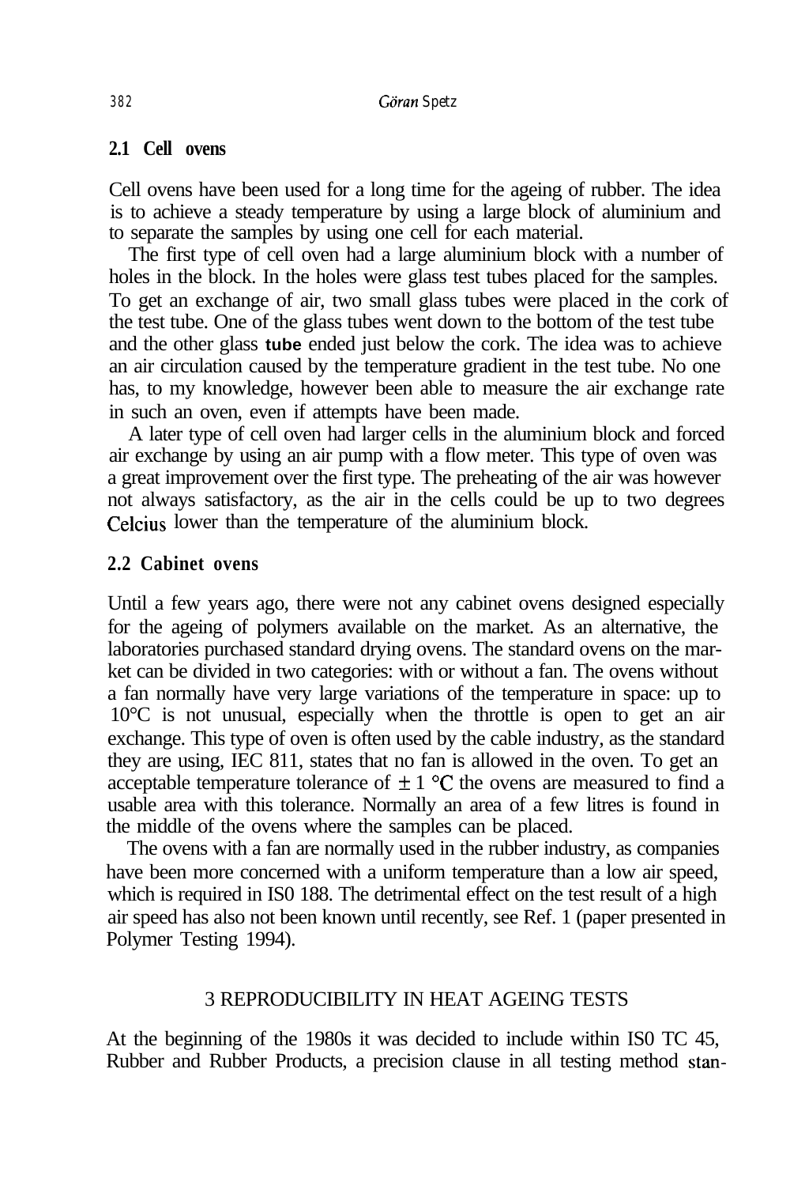### 2.1 Cell ovens

Cell ovens have been used for a long time for the ageing of rubber. The idea is to achieve a steady temperature by using a large block of aluminium and to separate the samples by using one cell for each material.

The first type of cell oven had a large aluminium block with a number of holes in the block. In the holes were glass test tubes placed for the samples. To get an exchange of air, two small glass tubes were placed in the cork of the test tube. One of the glass tubes went down to the bottom of the test tube and the other glass tube ended just below the cork. The idea was to achieve an air circulation caused by the temperature gradient in the test tube. No one has, to my knowledge, however been able to measure the air exchange rate in such an oven, even if attempts have been made.

A later type of cell oven had larger cells in the aluminium block and forced air exchange by using an air pump with a flow meter. This type of oven was a great improvement over the first type. The preheating of the air was however not always satisfactory, as the air in the cells could be up to two degrees Celcius lower than the temperature of the aluminium block.

### 2.2 Cabinet ovens

Until a few years ago, there were not any cabinet ovens designed especially for the ageing of polymers available on the market. As an alternative, the laboratories purchased standard drying ovens. The standard ovens on the market can be divided in two categories: with or without a fan. The ovens without a fan normally have very large variations of the temperature in space: up to 10°C is not unusual, especially when the throttle is open to get an air exchange. This type of oven is often used by the cable industry, as the standard they are using, IEC 811, states that no fan is allowed in the oven. To get an acceptable temperature tolerance of $\pm 1$ °C the ovens are measured to find a usable area with this tolerance. Normally an area of a few litres is found in the middle of the ovens where the samples can be placed.

The ovens with a fan are normally used in the rubber industry, as companies have been more concerned with a uniform temperature than a low air speed, which is required in IS0 188. The detrimental effect on the test result of a high air speed has also not been known until recently, see Ref. 1 (paper presented in Polymer Testing 1994).

## 3 REPRODUCIBILITY IN HEAT AGEING TESTS

At the beginning of the 1980s it was decided to include within IS0 TC 45, Rubber and Rubber Products, a precision clause in all testing method stan-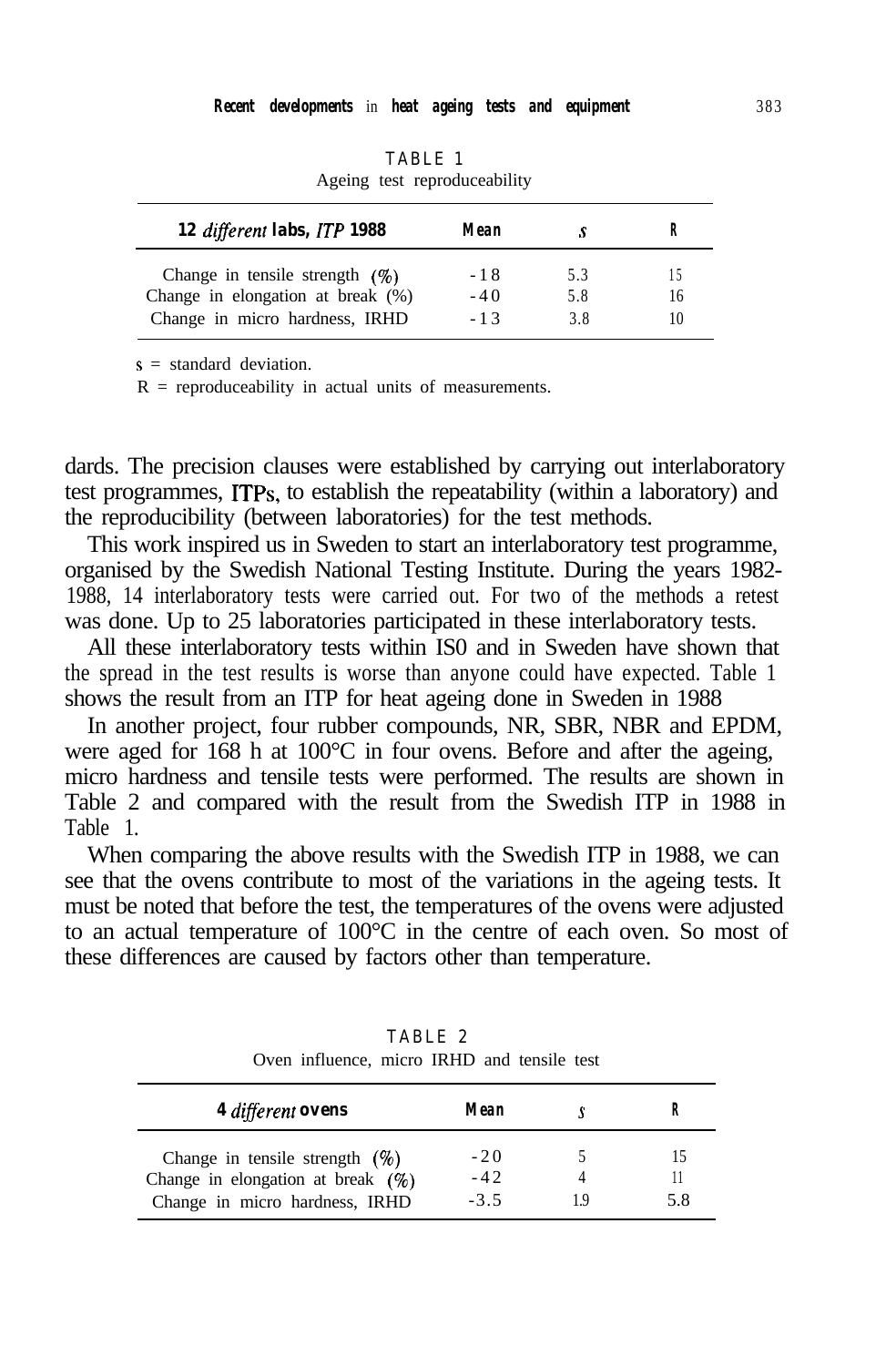TABLE 1
Ageing test reproduceability

| 12 *different* labs, *ITP* 1988 | Mean | *s* | R |
|---|---|---|---|
| Change in tensile strength (%) | -18 | 5.3 | 15 |
| Change in elongation at break (%) | -40 | 5.8 | 16 |
| Change in micro hardness, IRHD | -13 | 3.8 | 10 |

s = standard deviation.
R = reproduceability in actual units of measurements.

dards. The precision clauses were established by carrying out interlaboratory test programmes, ITPs, to establish the repeatability (within a laboratory) and the reproducibility (between laboratories) for the test methods.

This work inspired us in Sweden to start an interlaboratory test programme, organised by the Swedish National Testing Institute. During the years 1982-1988, 14 interlaboratory tests were carried out. For two of the methods a retest was done. Up to 25 laboratories participated in these interlaboratory tests.

All these interlaboratory tests within IS0 and in Sweden have shown that the spread in the test results is worse than anyone could have expected. Table 1 shows the result from an ITP for heat ageing done in Sweden in 1988

In another project, four rubber compounds, NR, SBR, NBR and EPDM, were aged for 168 h at 100°C in four ovens. Before and after the ageing, micro hardness and tensile tests were performed. The results are shown in Table 2 and compared with the result from the Swedish ITP in 1988 in Table 1.

When comparing the above results with the Swedish ITP in 1988, we can see that the ovens contribute to most of the variations in the ageing tests. It must be noted that before the test, the temperatures of the ovens were adjusted to an actual temperature of 100°C in the centre of each oven. So most of these differences are caused by factors other than temperature.

TABLE 2
Oven influence, micro IRHD and tensile test

| 4 *different* ovens | Mean | *s* | R |
|---|---|---|---|
| Change in tensile strength (%) | -20 | 5 | 15 |
| Change in elongation at break (%) | -42 | 4 | 11 |
| Change in micro hardness, IRHD | -3.5 | 1.9 | 5.8 |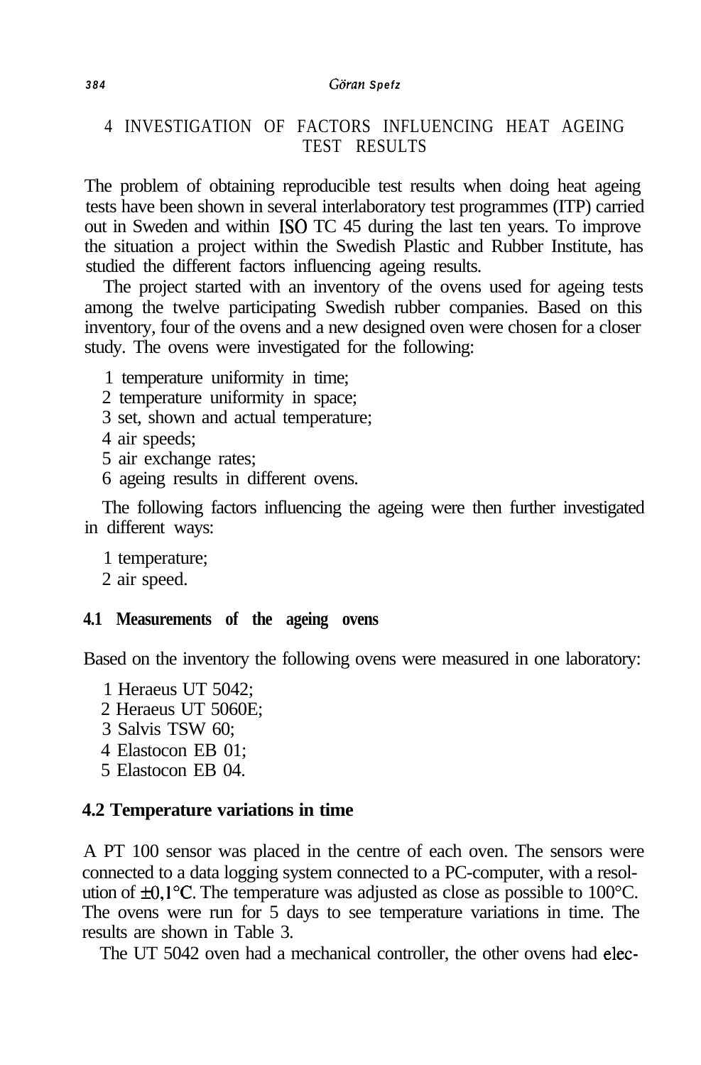## 4 INVESTIGATION OF FACTORS INFLUENCING HEAT AGEING TEST RESULTS

The problem of obtaining reproducible test results when doing heat ageing tests have been shown in several interlaboratory test programmes (ITP) carried out in Sweden and within ISO TC 45 during the last ten years. To improve the situation a project within the Swedish Plastic and Rubber Institute, has studied the different factors influencing ageing results.

The project started with an inventory of the ovens used for ageing tests among the twelve participating Swedish rubber companies. Based on this inventory, four of the ovens and a new designed oven were chosen for a closer study. The ovens were investigated for the following:

1 temperature uniformity in time;
2 temperature uniformity in space;
3 set, shown and actual temperature;
4 air speeds;
5 air exchange rates;
6 ageing results in different ovens.

The following factors influencing the ageing were then further investigated in different ways:

1 temperature;
2 air speed.

### 4.1 Measurements of the ageing ovens

Based on the inventory the following ovens were measured in one laboratory:

1 Heraeus UT 5042;
2 Heraeus UT 5060E;
3 Salvis TSW 60;
4 Elastocon EB 01;
5 Elastocon EB 04.

### 4.2 Temperature variations in time

A PT 100 sensor was placed in the centre of each oven. The sensors were connected to a data logging system connected to a PC-computer, with a resolution of ±0,1°C. The temperature was adjusted as close as possible to 100°C. The ovens were run for 5 days to see temperature variations in time. The results are shown in Table 3.

The UT 5042 oven had a mechanical controller, the other ovens had elec-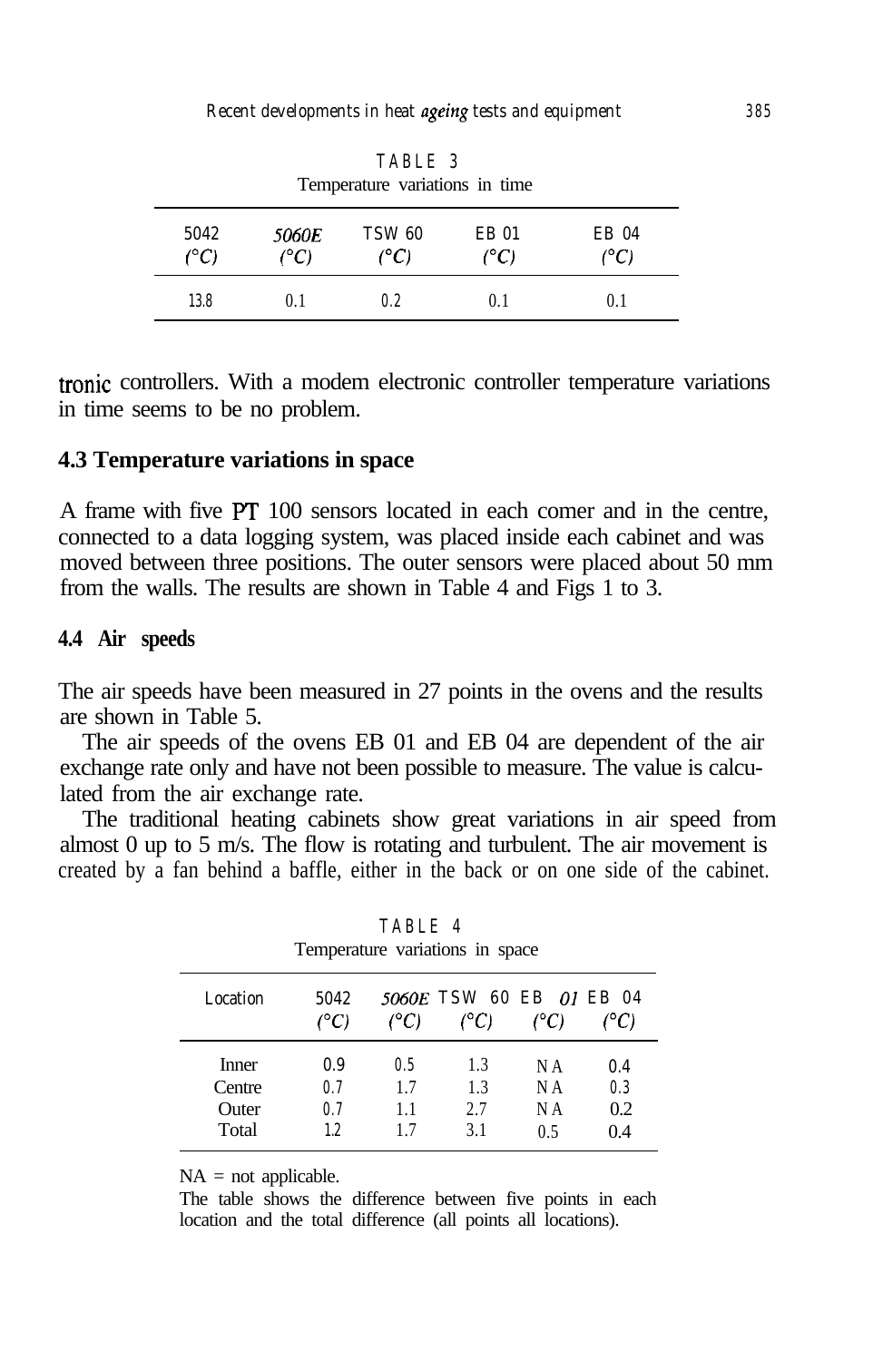TABLE 3
Temperature variations in time

| 5042 (°C) | 5060E (°C) | TSW 60 (°C) | EB 01 (°C) | EB 04 (°C) |
|---|---|---|---|---|
| 13.8 | 0.1 | 0.2 | 0.1 | 0.1 |

tronic controllers. With a modem electronic controller temperature variations in time seems to be no problem.

### 4.3 Temperature variations in space

A frame with five PT 100 sensors located in each comer and in the centre, connected to a data logging system, was placed inside each cabinet and was moved between three positions. The outer sensors were placed about 50 mm from the walls. The results are shown in Table 4 and Figs 1 to 3.

#### 4.4 Air speeds

The air speeds have been measured in 27 points in the ovens and the results are shown in Table 5.

The air speeds of the ovens EB 01 and EB 04 are dependent of the air exchange rate only and have not been possible to measure. The value is calculated from the air exchange rate.

The traditional heating cabinets show great variations in air speed from almost 0 up to 5 m/s. The flow is rotating and turbulent. The air movement is created by a fan behind a baffle, either in the back or on one side of the cabinet.

TABLE 4
Temperature variations in space

| Location | 5042 (°C) | 5060E (°C) | TSW 60 (°C) | EB 01 (°C) | EB 04 (°C) |
|---|---|---|---|---|---|
| Inner | 0.9 | 0.5 | 1.3 | NA | 0.4 |
| Centre | 0.7 | 1.7 | 1.3 | NA | 0.3 |
| Outer | 0.7 | 1.1 | 2.7 | NA | 0.2 |
| Total | 1.2 | 1.7 | 3.1 | 0.5 | 0.4 |

NA = not applicable.

The table shows the difference between five points in each location and the total difference (all points all locations).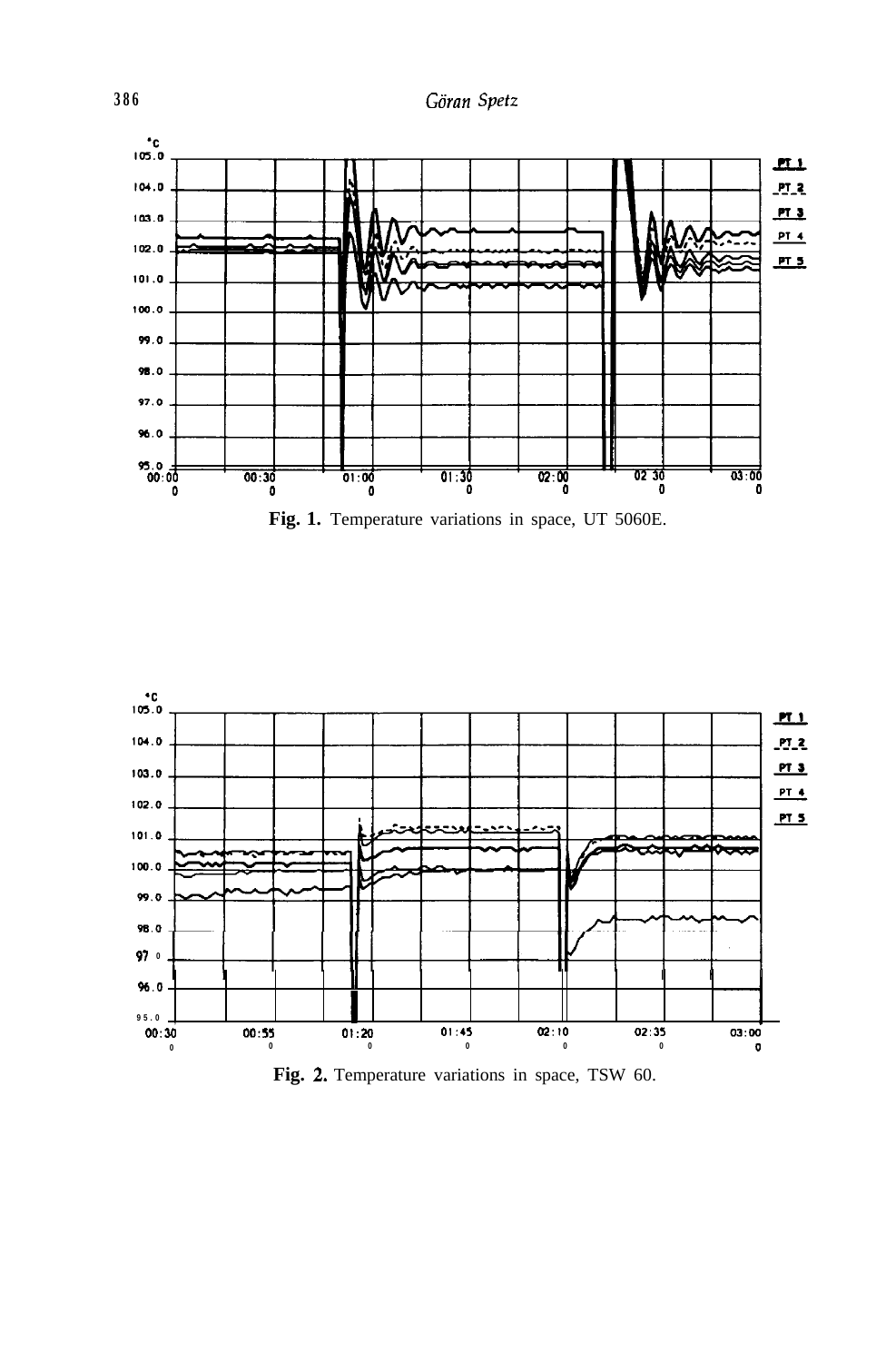Fig. 1. Temperature variations in space, UT 5060E.

Fig. 2. Temperature variations in space, TSW 60.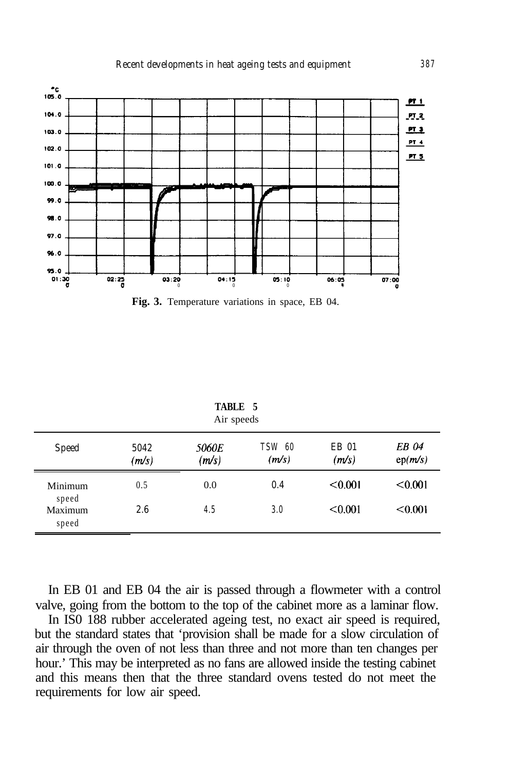Fig. 3. Temperature variations in space, EB 04.

**TABLE 5**
Air speeds

| Speed | 5042 (m/s) | 5060E (m/s) | TSW 60 (m/s) | EB 01 (m/s) | EB 04 ep(m/s) |
|---|---|---|---|---|---|
| Minimum speed | 0.5 | 0.0 | 0.4 | <0.001 | <0.001 |
| Maximum speed | 2.6 | 4.5 | 3.0 | <0.001 | <0.001 |

In EB 01 and EB 04 the air is passed through a flowmeter with a control valve, going from the bottom to the top of the cabinet more as a laminar flow.

In IS0 188 rubber accelerated ageing test, no exact air speed is required, but the standard states that 'provision shall be made for a slow circulation of air through the oven of not less than three and not more than ten changes per hour.' This may be interpreted as no fans are allowed inside the testing cabinet and this means then that the three standard ovens tested do not meet the requirements for low air speed.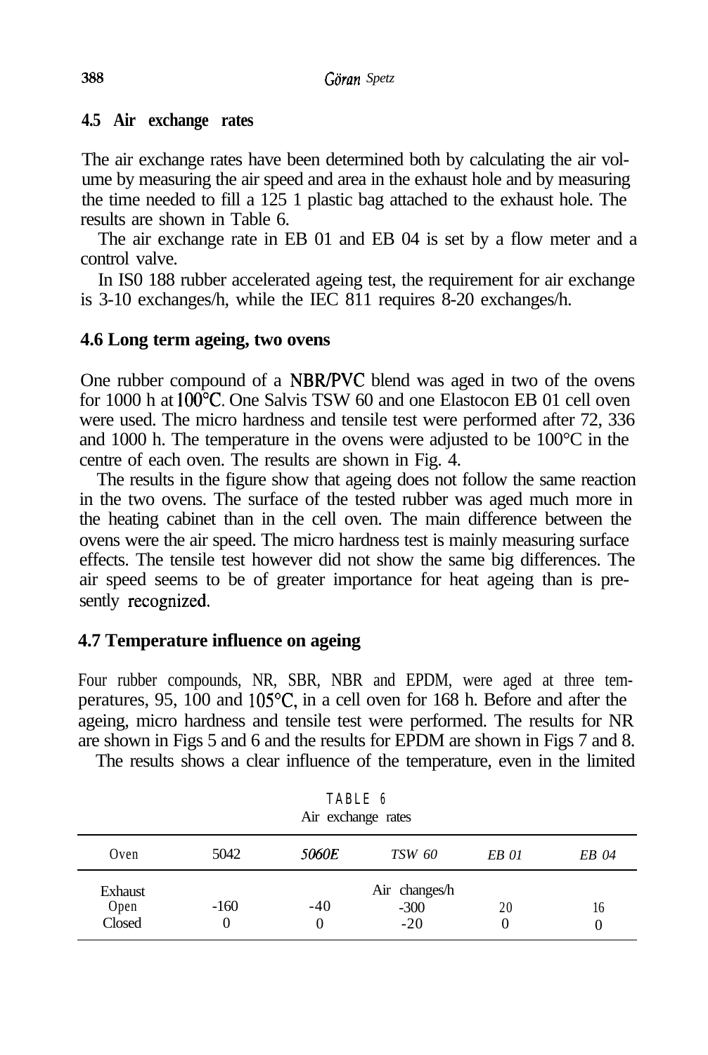### 4.5 Air exchange rates

The air exchange rates have been determined both by calculating the air volume by measuring the air speed and area in the exhaust hole and by measuring the time needed to fill a 125 1 plastic bag attached to the exhaust hole. The results are shown in Table 6.

The air exchange rate in EB 01 and EB 04 is set by a flow meter and a control valve.

In IS0 188 rubber accelerated ageing test, the requirement for air exchange is 3-10 exchanges/h, while the IEC 811 requires 8-20 exchanges/h.

### 4.6 Long term ageing, two ovens

One rubber compound of a NBR/PVC blend was aged in two of the ovens for 1000 h at 100°C. One Salvis TSW 60 and one Elastocon EB 01 cell oven were used. The micro hardness and tensile test were performed after 72, 336 and 1000 h. The temperature in the ovens were adjusted to be 100°C in the centre of each oven. The results are shown in Fig. 4.

The results in the figure show that ageing does not follow the same reaction in the two ovens. The surface of the tested rubber was aged much more in the heating cabinet than in the cell oven. The main difference between the ovens were the air speed. The micro hardness test is mainly measuring surface effects. The tensile test however did not show the same big differences. The air speed seems to be of greater importance for heat ageing than is presently recognized.

### 4.7 Temperature influence on ageing

Four rubber compounds, NR, SBR, NBR and EPDM, were aged at three temperatures, 95, 100 and 105°C, in a cell oven for 168 h. Before and after the ageing, micro hardness and tensile test were performed. The results for NR are shown in Figs 5 and 6 and the results for EPDM are shown in Figs 7 and 8.

The results shows a clear influence of the temperature, even in the limited

TABLE 6
Air exchange rates

| Oven | 5042 | *5060E* | *TSW 60* | *EB 01* | *EB 04* |
|---|---|---|---|---|---|
| Exhaust | | | Air changes/h | | |
| Open | -160 | -40 | -300 | 20 | 16 |
| Closed | 0 | 0 | -20 | 0 | 0 |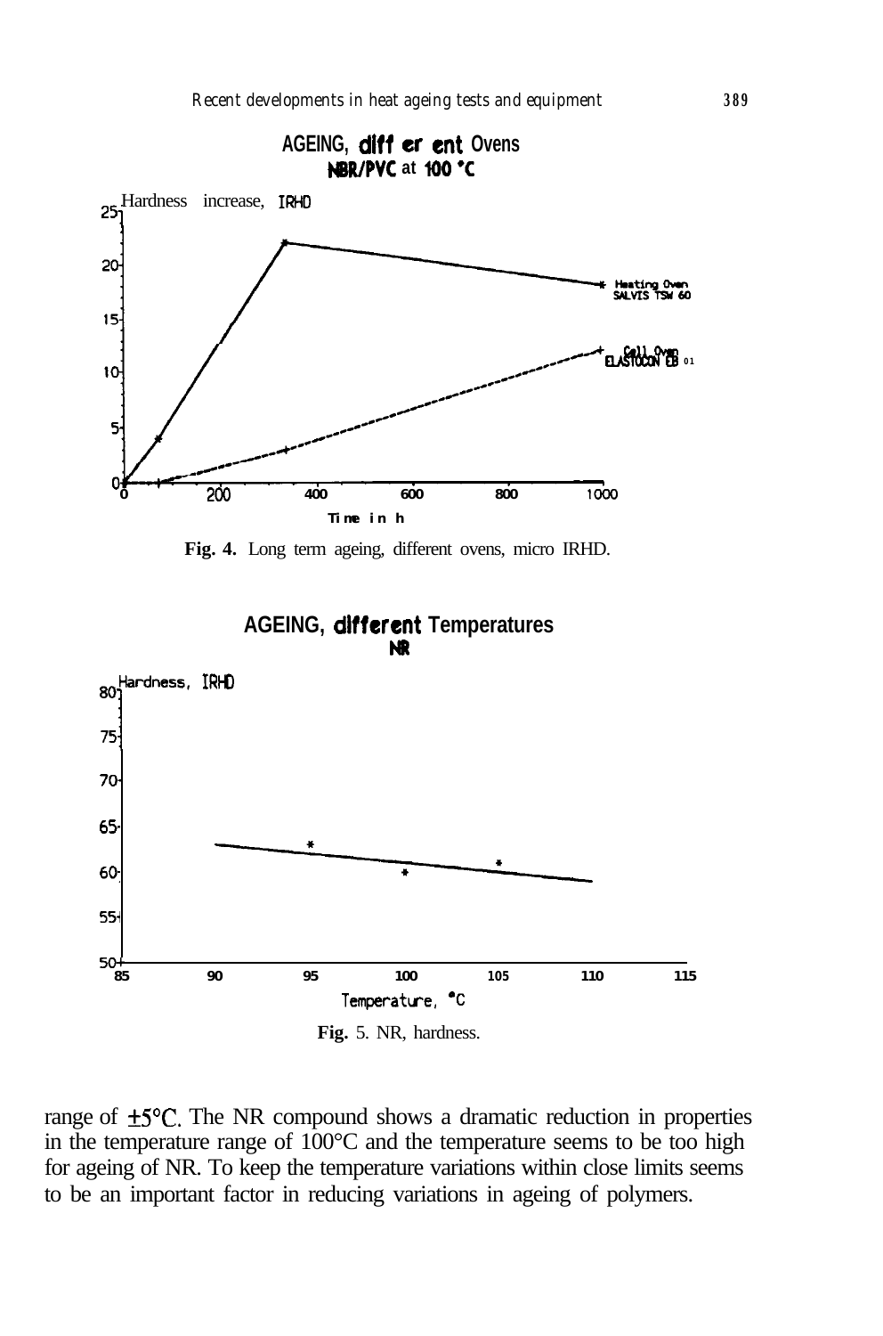**Fig. 4.** Long term ageing, different ovens, micro IRHD.

**Fig.** 5. NR, hardness.

range of ±5°C. The NR compound shows a dramatic reduction in properties in the temperature range of 100°C and the temperature seems to be too high for ageing of NR. To keep the temperature variations within close limits seems to be an important factor in reducing variations in ageing of polymers.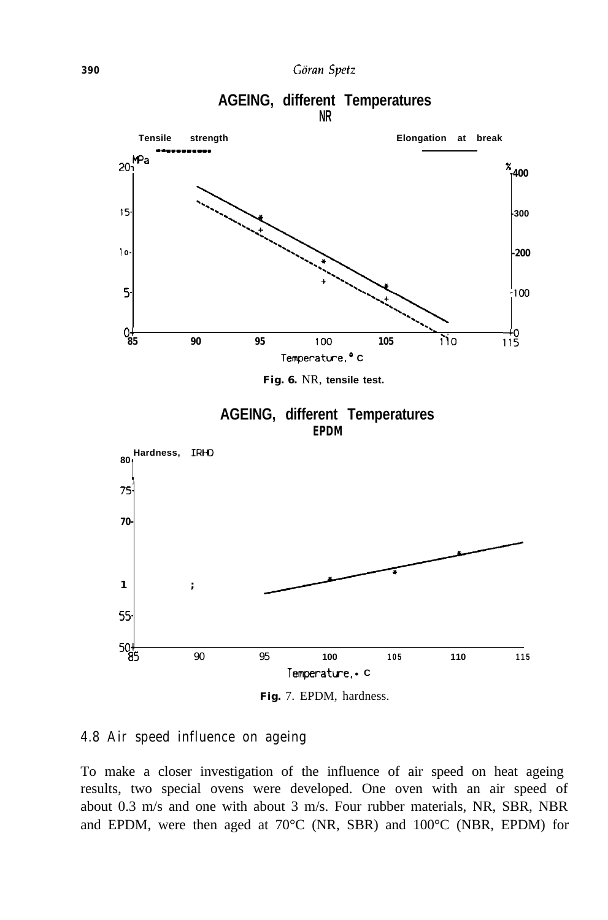**Fig. 6.** NR, tensile test.

**Fig.** 7. EPDM, hardness.

### 4.8 Air speed influence on ageing

To make a closer investigation of the influence of air speed on heat ageing results, two special ovens were developed. One oven with an air speed of about 0.3 m/s and one with about 3 m/s. Four rubber materials, NR, SBR, NBR and EPDM, were then aged at 70°C (NR, SBR) and 100°C (NBR, EPDM) for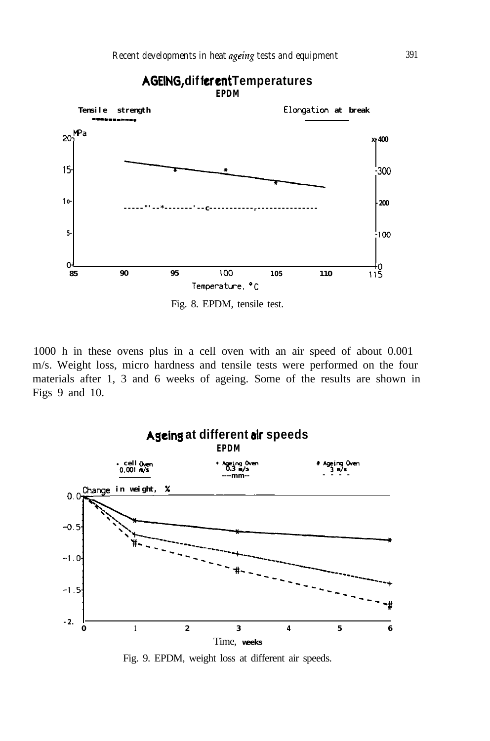AGEING, different Temperatures
EPDM

Tensile strength

Elongation at break

Fig. 8. EPDM, tensile test.

1000 h in these ovens plus in a cell oven with an air speed of about 0.001 m/s. Weight loss, micro hardness and tensile tests were performed on the four materials after 1, 3 and 6 weeks of ageing. Some of the results are shown in Figs 9 and 10.

Ageing at different air speeds
EPDM

Fig. 9. EPDM, weight loss at different air speeds.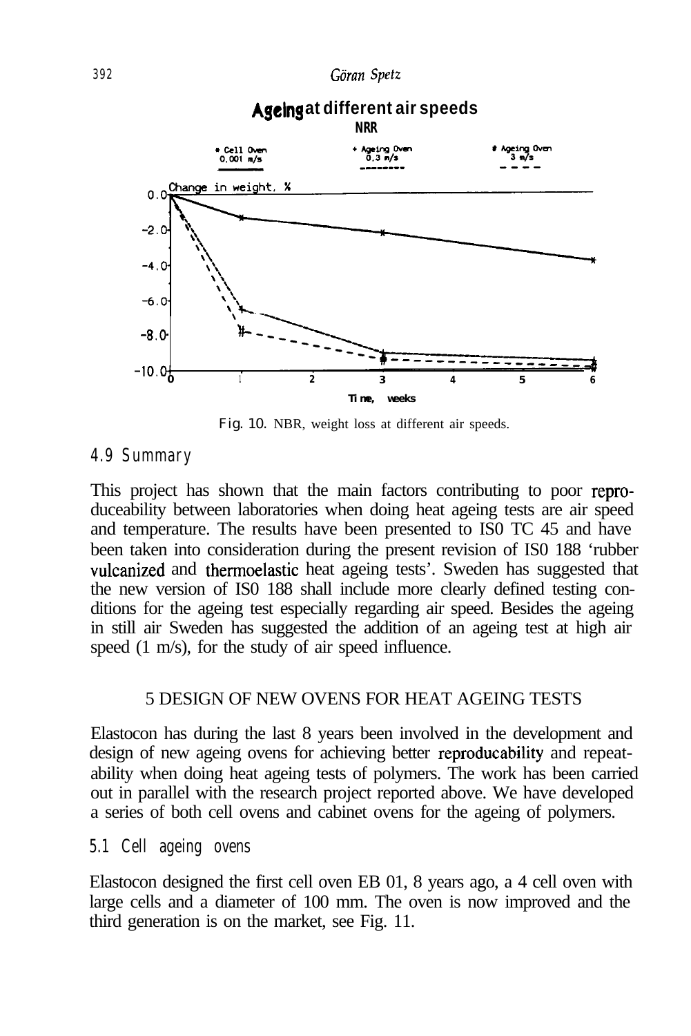Fig. 10. NBR, weight loss at different air speeds.

### 4.9 Summary

This project has shown that the main factors contributing to poor reproduceability between laboratories when doing heat ageing tests are air speed and temperature. The results have been presented to ISO TC 45 and have been taken into consideration during the present revision of ISO 188 'rubber vulcanized and thermoelastic heat ageing tests'. Sweden has suggested that the new version of ISO 188 shall include more clearly defined testing conditions for the ageing test especially regarding air speed. Besides the ageing in still air Sweden has suggested the addition of an ageing test at high air speed (1 m/s), for the study of air speed influence.

## 5 DESIGN OF NEW OVENS FOR HEAT AGEING TESTS

Elastocon has during the last 8 years been involved in the development and design of new ageing ovens for achieving better reproducability and repeatability when doing heat ageing tests of polymers. The work has been carried out in parallel with the research project reported above. We have developed a series of both cell ovens and cabinet ovens for the ageing of polymers.

### 5.1 Cell ageing ovens

Elastocon designed the first cell oven EB 01, 8 years ago, a 4 cell oven with large cells and a diameter of 100 mm. The oven is now improved and the third generation is on the market, see Fig. 11.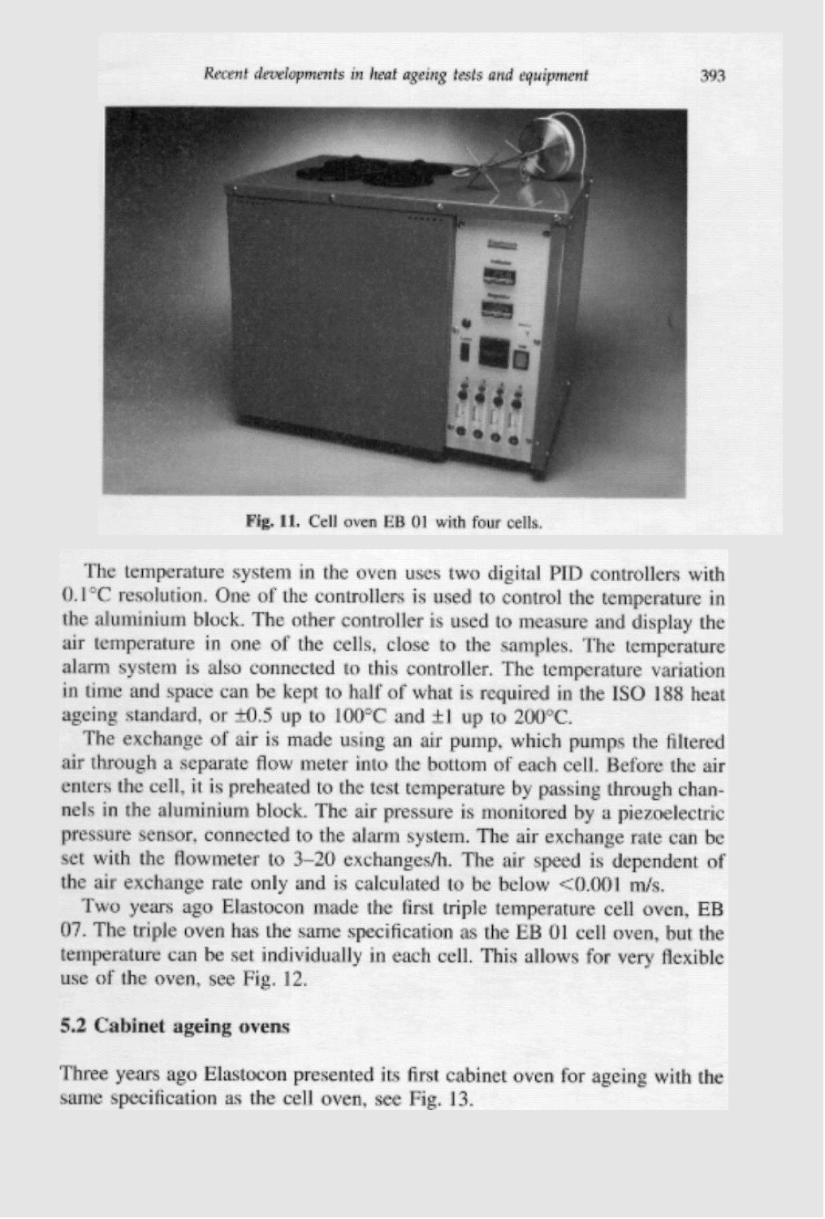Fig. 11. Cell oven EB 01 with four cells.

The temperature system in the oven uses two digital PID controllers with 0.1°C resolution. One of the controllers is used to control the temperature in the aluminium block. The other controller is used to measure and display the air temperature in one of the cells, close to the samples. The temperature alarm system is also connected to this controller. The temperature variation in time and space can be kept to half of what is required in the ISO 188 heat ageing standard, or ±0.5 up to 100°C and ±1 up to 200°C.

The exchange of air is made using an air pump, which pumps the filtered air through a separate flow meter into the bottom of each cell. Before the air enters the cell, it is preheated to the test temperature by passing through channels in the aluminium block. The air pressure is monitored by a piezoelectric pressure sensor, connected to the alarm system. The air exchange rate can be set with the flowmeter to 3–20 exchanges/h. The air speed is dependent of the air exchange rate only and is calculated to be below <0.001 m/s.

Two years ago Elastocon made the first triple temperature cell oven, EB 07. The triple oven has the same specification as the EB 01 cell oven, but the temperature can be set individually in each cell. This allows for very flexible use of the oven, see Fig. 12.

## 5.2 Cabinet ageing ovens

Three years ago Elastocon presented its first cabinet oven for ageing with the same specification as the cell oven, see Fig. 13.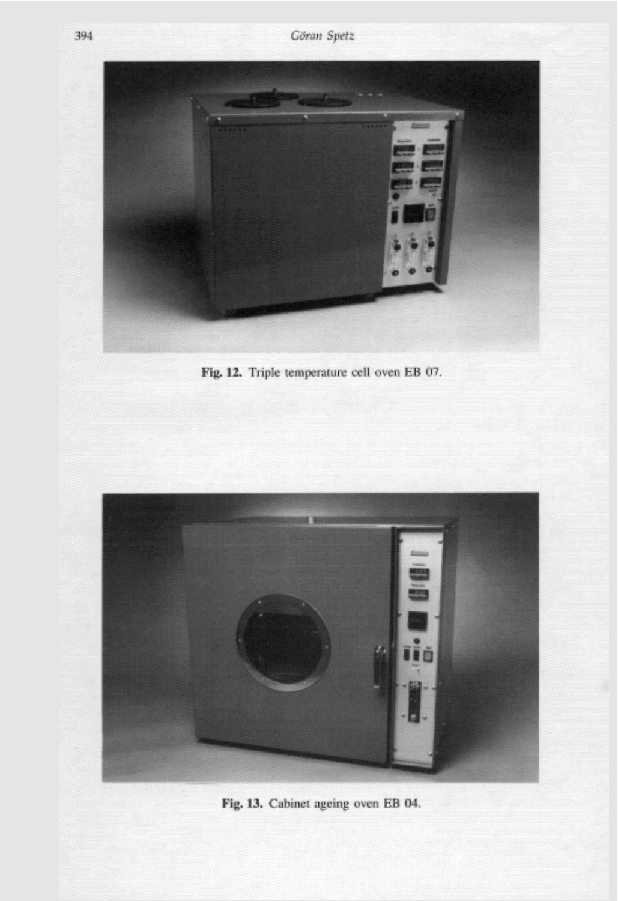Fig. 12. Triple temperature cell oven EB 07.

Fig. 13. Cabinet ageing oven EB 04.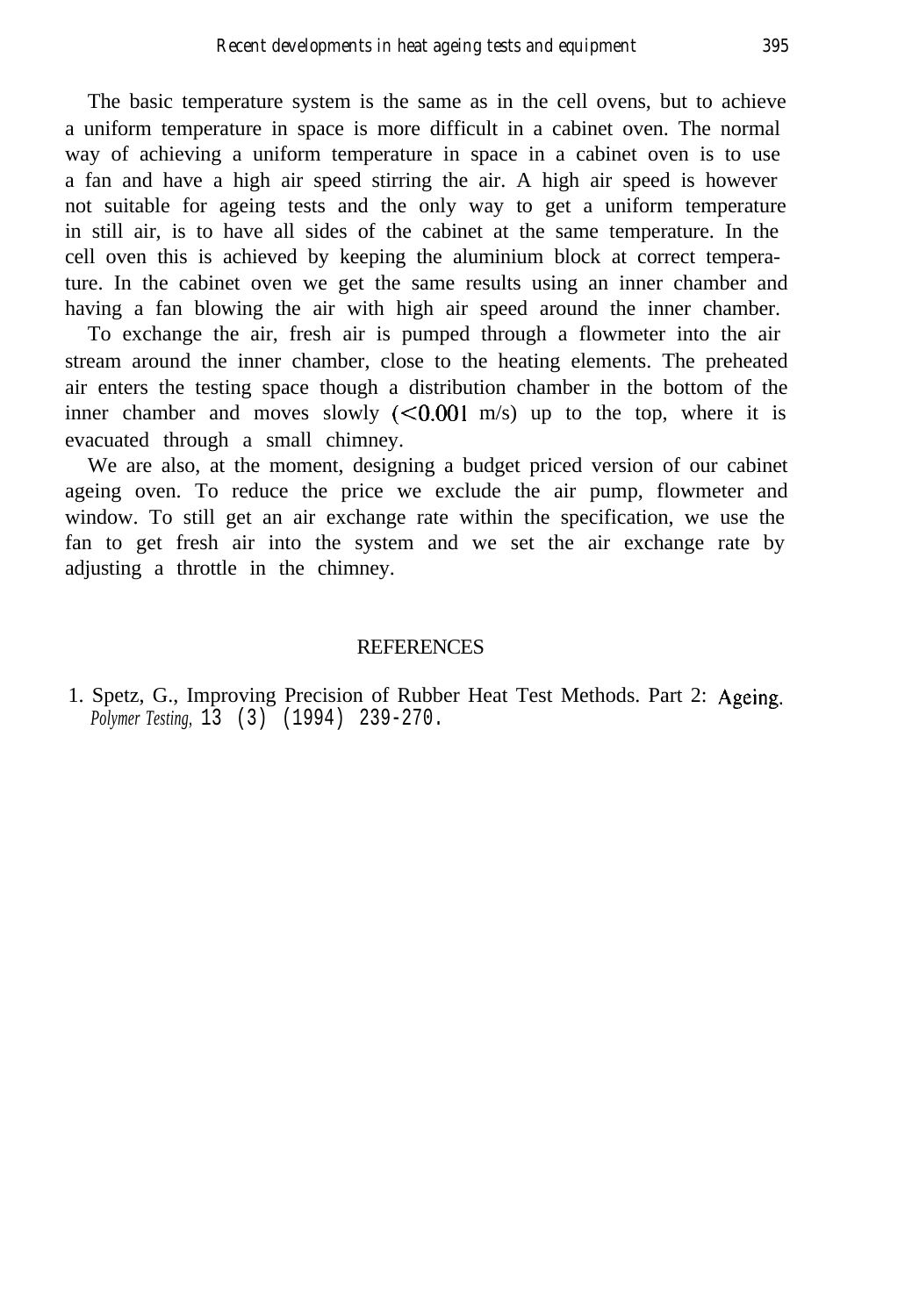The basic temperature system is the same as in the cell ovens, but to achieve a uniform temperature in space is more difficult in a cabinet oven. The normal way of achieving a uniform temperature in space in a cabinet oven is to use a fan and have a high air speed stirring the air. A high air speed is however not suitable for ageing tests and the only way to get a uniform temperature in still air, is to have all sides of the cabinet at the same temperature. In the cell oven this is achieved by keeping the aluminium block at correct temperature. In the cabinet oven we get the same results using an inner chamber and having a fan blowing the air with high air speed around the inner chamber.

To exchange the air, fresh air is pumped through a flowmeter into the air stream around the inner chamber, close to the heating elements. The preheated air enters the testing space though a distribution chamber in the bottom of the inner chamber and moves slowly (<0.001 m/s) up to the top, where it is evacuated through a small chimney.

We are also, at the moment, designing a budget priced version of our cabinet ageing oven. To reduce the price we exclude the air pump, flowmeter and window. To still get an air exchange rate within the specification, we use the fan to get fresh air into the system and we set the air exchange rate by adjusting a throttle in the chimney.

## REFERENCES

1. Spetz, G., Improving Precision of Rubber Heat Test Methods. Part 2: Ageing. *Polymer Testing,* 13 (3) (1994) 239-270.